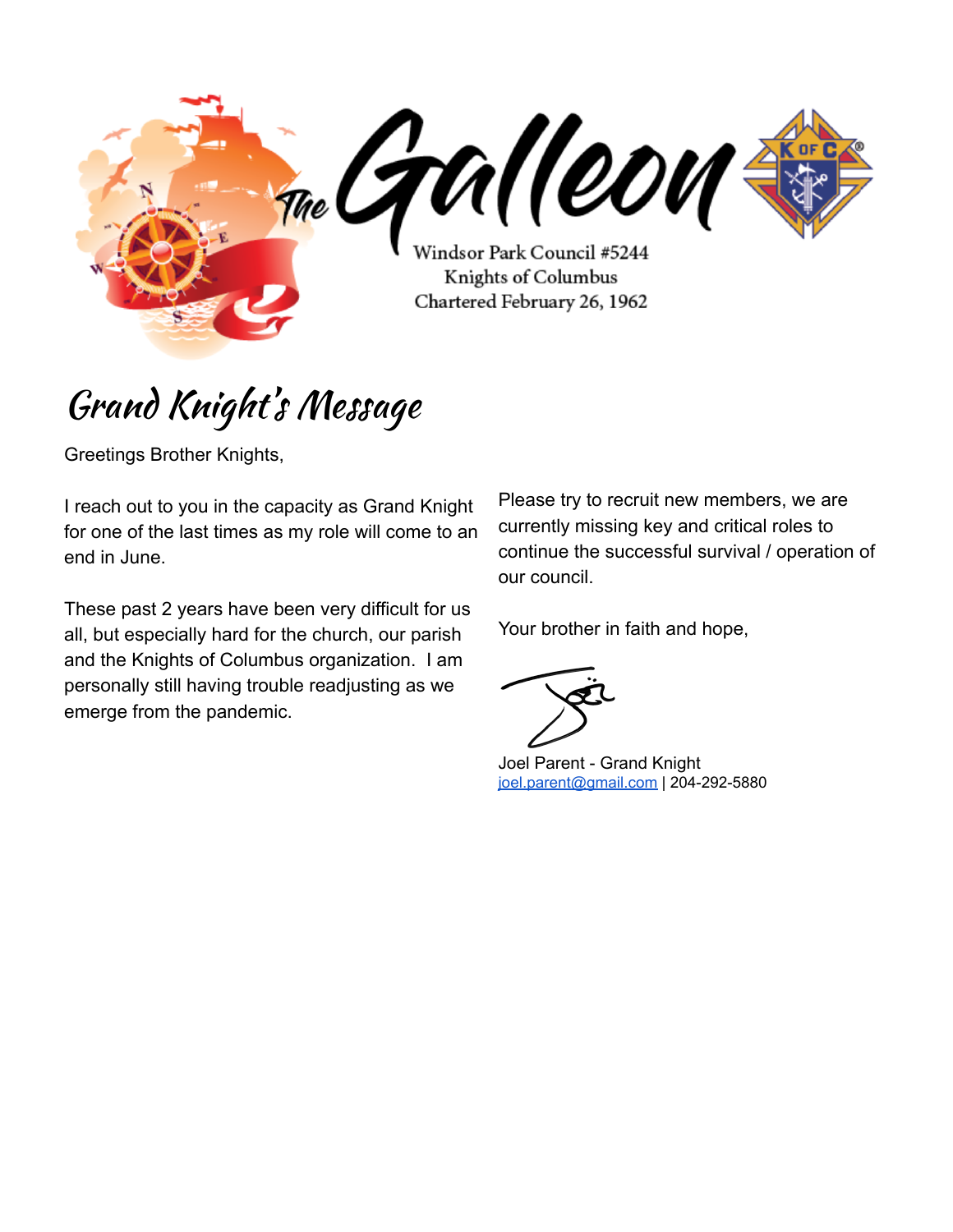# The Galleon

Windsor Park Council #5244
Knights of Columbus
Chartered February 26, 1962

## Grand Knight's Message

Greetings Brother Knights,

I reach out to you in the capacity as Grand Knight for one of the last times as my role will come to an end in June.

These past 2 years have been very difficult for us all, but especially hard for the church, our parish and the Knights of Columbus organization. I am personally still having trouble readjusting as we emerge from the pandemic.

Please try to recruit new members, we are currently missing key and critical roles to continue the successful survival / operation of our council.

Your brother in faith and hope,

Joel Parent - Grand Knight
joel.parent@gmail.com | 204-292-5880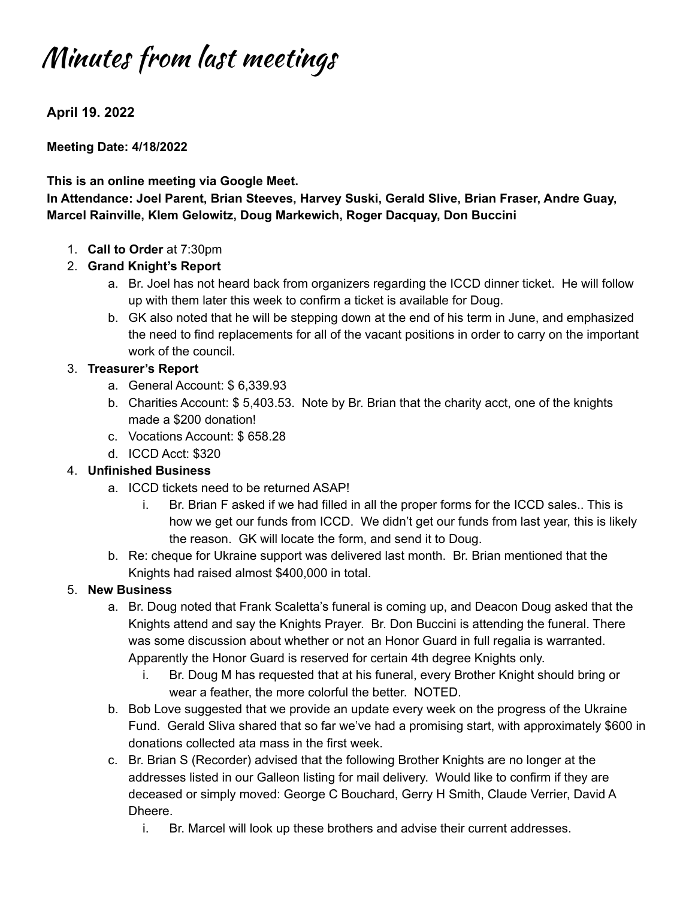# Minutes from last meetings

**April 19. 2022**

**Meeting Date: 4/18/2022**

**This is an online meeting via Google Meet.**
**In Attendance: Joel Parent, Brian Steeves, Harvey Suski, Gerald Slive, Brian Fraser, Andre Guay, Marcel Rainville, Klem Gelowitz, Doug Markewich, Roger Dacquay, Don Buccini**

1. **Call to Order** at 7:30pm
2. **Grand Knight's Report**
    a. Br. Joel has not heard back from organizers regarding the ICCD dinner ticket. He will follow up with them later this week to confirm a ticket is available for Doug.
    b. GK also noted that he will be stepping down at the end of his term in June, and emphasized the need to find replacements for all of the vacant positions in order to carry on the important work of the council.
3. **Treasurer's Report**
    a. General Account: $ 6,339.93
    b. Charities Account: $ 5,403.53. Note by Br. Brian that the charity acct, one of the knights made a $200 donation!
    c. Vocations Account: $ 658.28
    d. ICCD Acct: $320
4. **Unfinished Business**
    a. ICCD tickets need to be returned ASAP!
        i. Br. Brian F asked if we had filled in all the proper forms for the ICCD sales.. This is how we get our funds from ICCD. We didn't get our funds from last year, this is likely the reason. GK will locate the form, and send it to Doug.
    b. Re: cheque for Ukraine support was delivered last month. Br. Brian mentioned that the Knights had raised almost $400,000 in total.
5. **New Business**
    a. Br. Doug noted that Frank Scaletta's funeral is coming up, and Deacon Doug asked that the Knights attend and say the Knights Prayer. Br. Don Buccini is attending the funeral. There was some discussion about whether or not an Honor Guard in full regalia is warranted. Apparently the Honor Guard is reserved for certain 4th degree Knights only.
        i. Br. Doug M has requested that at his funeral, every Brother Knight should bring or wear a feather, the more colorful the better. NOTED.
    b. Bob Love suggested that we provide an update every week on the progress of the Ukraine Fund. Gerald Sliva shared that so far we've had a promising start, with approximately $600 in donations collected ata mass in the first week.
    c. Br. Brian S (Recorder) advised that the following Brother Knights are no longer at the addresses listed in our Galleon listing for mail delivery. Would like to confirm if they are deceased or simply moved: George C Bouchard, Gerry H Smith, Claude Verrier, David A Dheere.
        i. Br. Marcel will look up these brothers and advise their current addresses.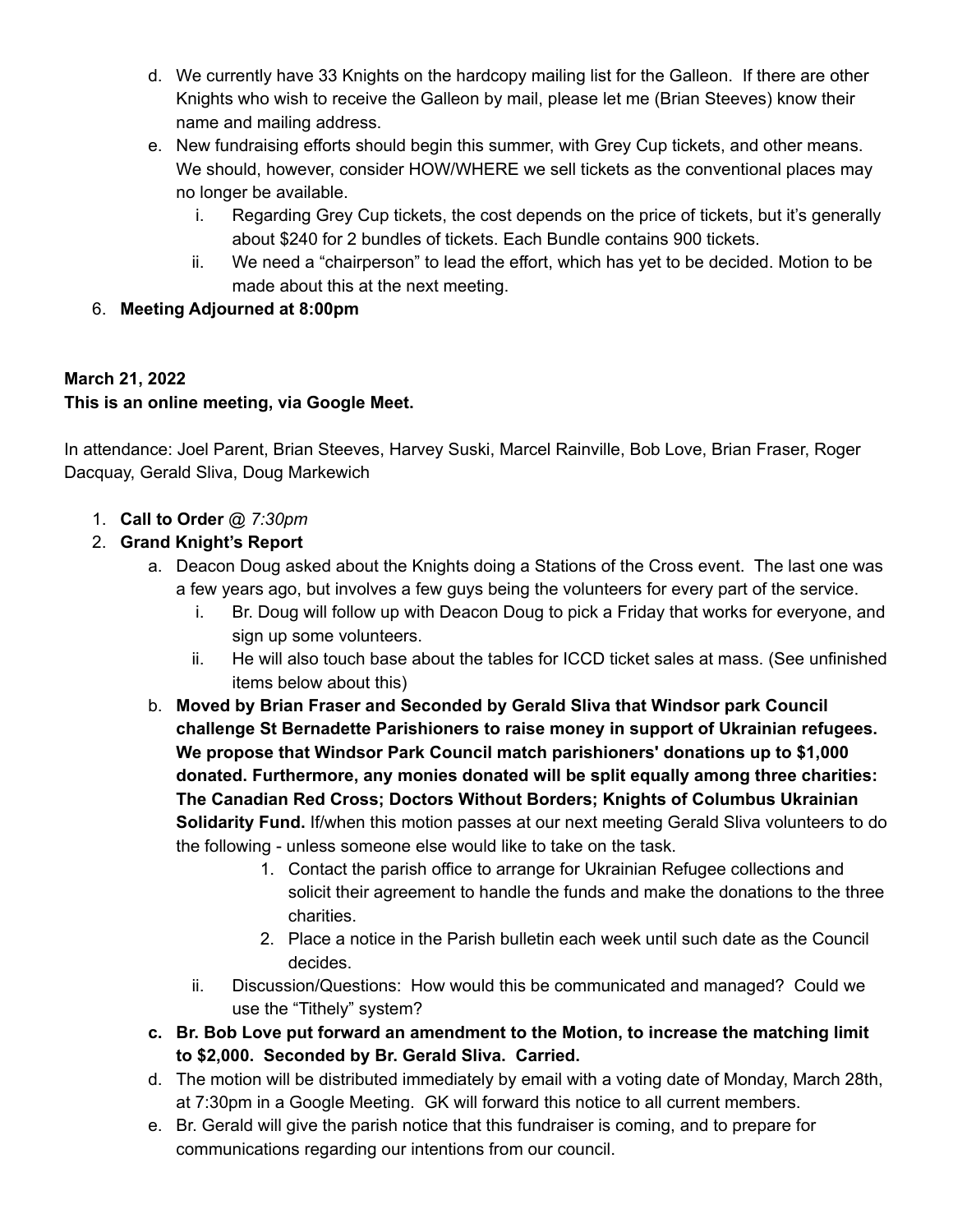d. We currently have 33 Knights on the hardcopy mailing list for the Galleon. If there are other Knights who wish to receive the Galleon by mail, please let me (Brian Steeves) know their name and mailing address.

e. New fundraising efforts should begin this summer, with Grey Cup tickets, and other means. We should, however, consider HOW/WHERE we sell tickets as the conventional places may no longer be available.

    i. Regarding Grey Cup tickets, the cost depends on the price of tickets, but it's generally about $240 for 2 bundles of tickets. Each Bundle contains 900 tickets.

    ii. We need a "chairperson" to lead the effort, which has yet to be decided. Motion to be made about this at the next meeting.

6. **Meeting Adjourned at 8:00pm**

**March 21, 2022**
**This is an online meeting, via Google Meet.**

In attendance: Joel Parent, Brian Steeves, Harvey Suski, Marcel Rainville, Bob Love, Brian Fraser, Roger Dacquay, Gerald Sliva, Doug Markewich

1. **Call to Order** @ *7:30pm*
2. **Grand Knight's Report**

    a. Deacon Doug asked about the Knights doing a Stations of the Cross event. The last one was a few years ago, but involves a few guys being the volunteers for every part of the service.

        i. Br. Doug will follow up with Deacon Doug to pick a Friday that works for everyone, and sign up some volunteers.

        ii. He will also touch base about the tables for ICCD ticket sales at mass. (See unfinished items below about this)

    b. **Moved by Brian Fraser and Seconded by Gerald Sliva that Windsor park Council challenge St Bernadette Parishioners to raise money in support of Ukrainian refugees. We propose that Windsor Park Council match parishioners' donations up to $1,000 donated. Furthermore, any monies donated will be split equally among three charities: The Canadian Red Cross; Doctors Without Borders; Knights of Columbus Ukrainian Solidarity Fund.** If/when this motion passes at our next meeting Gerald Sliva volunteers to do the following - unless someone else would like to take on the task.

        1. Contact the parish office to arrange for Ukrainian Refugee collections and solicit their agreement to handle the funds and make the donations to the three charities.
        2. Place a notice in the Parish bulletin each week until such date as the Council decides.

        ii. Discussion/Questions: How would this be communicated and managed? Could we use the "Tithely" system?

    **c. Br. Bob Love put forward an amendment to the Motion, to increase the matching limit to $2,000. Seconded by Br. Gerald Sliva. Carried.**

    d. The motion will be distributed immediately by email with a voting date of Monday, March 28th, at 7:30pm in a Google Meeting. GK will forward this notice to all current members.

    e. Br. Gerald will give the parish notice that this fundraiser is coming, and to prepare for communications regarding our intentions from our council.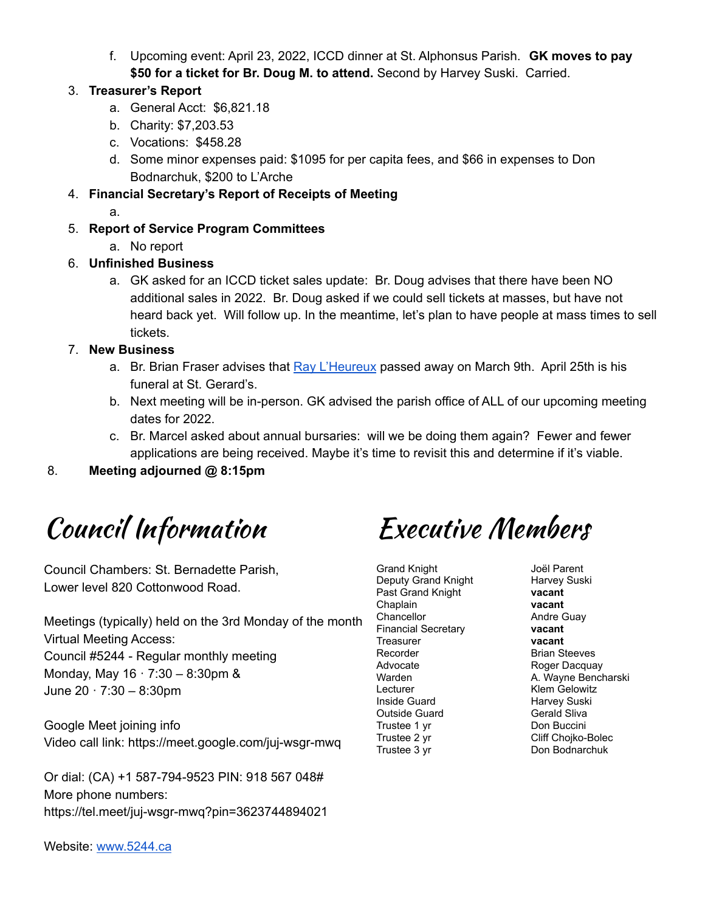f. Upcoming event: April 23, 2022, ICCD dinner at St. Alphonsus Parish. **GK moves to pay $50 for a ticket for Br. Doug M. to attend.** Second by Harvey Suski. Carried.

3. **Treasurer's Report**
   a. General Acct: $6,821.18
   b. Charity: $7,203.53
   c. Vocations: $458.28
   d. Some minor expenses paid: $1095 for per capita fees, and $66 in expenses to Don Bodnarchuk, $200 to L'Arche
4. **Financial Secretary's Report of Receipts of Meeting**
   a.
5. **Report of Service Program Committees**
   a. No report
6. **Unfinished Business**
   a. GK asked for an ICCD ticket sales update: Br. Doug advises that there have been NO additional sales in 2022. Br. Doug asked if we could sell tickets at masses, but have not heard back yet. Will follow up. In the meantime, let's plan to have people at mass times to sell tickets.
7. **New Business**
   a. Br. Brian Fraser advises that [Ray L'Heureux]() passed away on March 9th. April 25th is his funeral at St. Gerard's.
   b. Next meeting will be in-person. GK advised the parish office of ALL of our upcoming meeting dates for 2022.
   c. Br. Marcel asked about annual bursaries: will we be doing them again? Fewer and fewer applications are being received. Maybe it's time to revisit this and determine if it's viable.
8. **Meeting adjourned @ 8:15pm**

# Council Information

Council Chambers: St. Bernadette Parish,
Lower level 820 Cottonwood Road.

Meetings (typically) held on the 3rd Monday of the month
Virtual Meeting Access:
Council #5244 - Regular monthly meeting
Monday, May 16 · 7:30 – 8:30pm &
June 20 · 7:30 – 8:30pm

Google Meet joining info
Video call link: https://meet.google.com/juj-wsgr-mwq

Or dial: (CA) +1 587-794-9523 PIN: 918 567 048#
More phone numbers:
https://tel.meet/juj-wsgr-mwq?pin=3623744894021

Website: [www.5244.ca](www.5244.ca)

# Executive Members

| | |
|---|---|
| Grand Knight | Joël Parent |
| Deputy Grand Knight | Harvey Suski |
| Past Grand Knight | **vacant** |
| Chaplain | **vacant** |
| Chancellor | Andre Guay |
| Financial Secretary | **vacant** |
| Treasurer | **vacant** |
| Recorder | Brian Steeves |
| Advocate | Roger Dacquay |
| Warden | A. Wayne Bencharski |
| Lecturer | Klem Gelowitz |
| Inside Guard | Harvey Suski |
| Outside Guard | Gerald Sliva |
| Trustee 1 yr | Don Buccini |
| Trustee 2 yr | Cliff Chojko-Bolec |
| Trustee 3 yr | Don Bodnarchuk |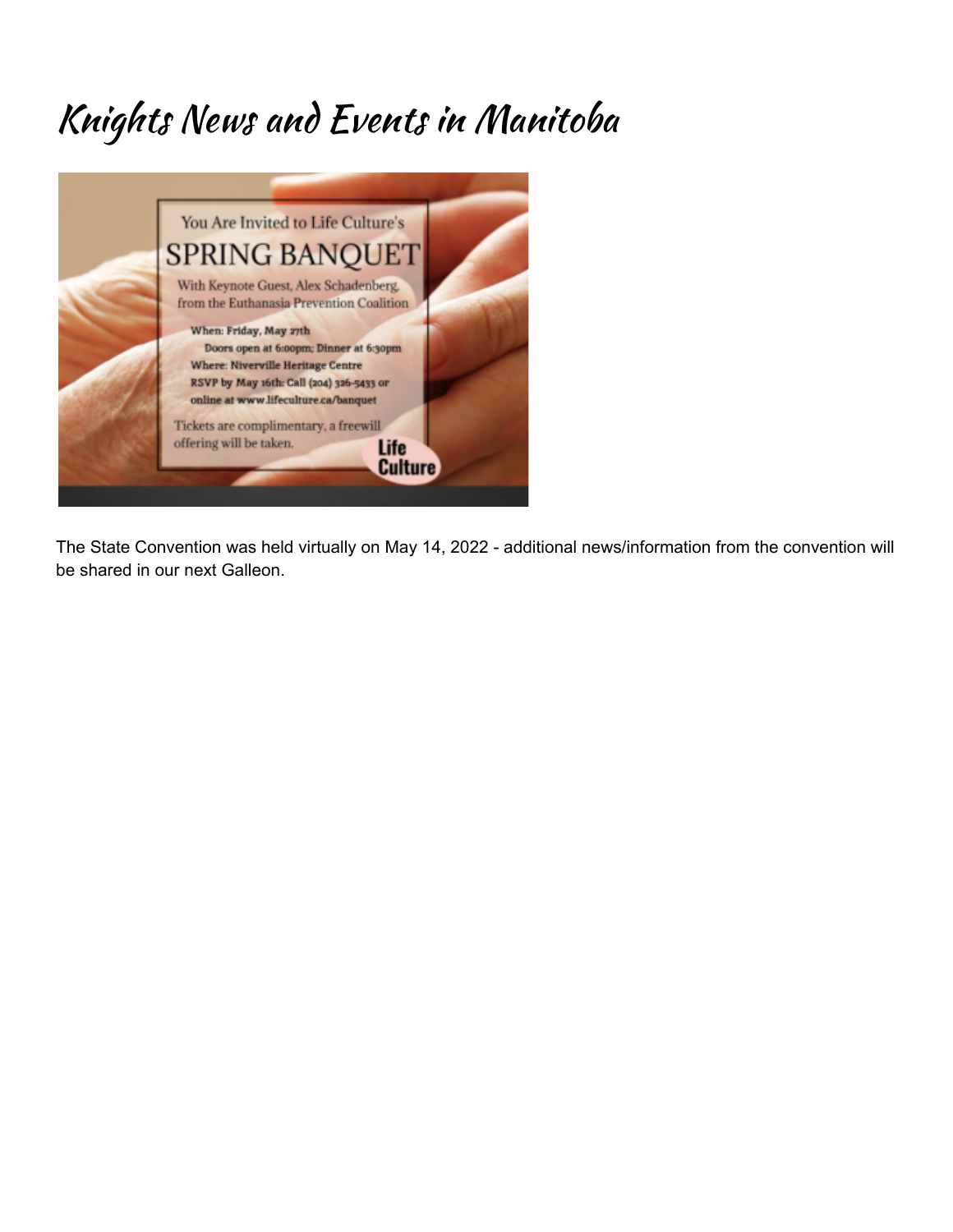# Knights News and Events in Manitoba

You Are Invited to Life Culture's

SPRING BANQUET

With Keynote Guest, Alex Schadenberg, from the Euthanasia Prevention Coalition

**When: Friday, May 27th**

**Doors open at 6:00pm; Dinner at 6:30pm**

**Where: Niverville Heritage Centre**

**RSVP by May 16th: Call (204) 326-5433 or online at www.lifeculture.ca/banquet**

Tickets are complimentary, a freewill offering will be taken.

Life Culture

The State Convention was held virtually on May 14, 2022 - additional news/information from the convention will be shared in our next Galleon.